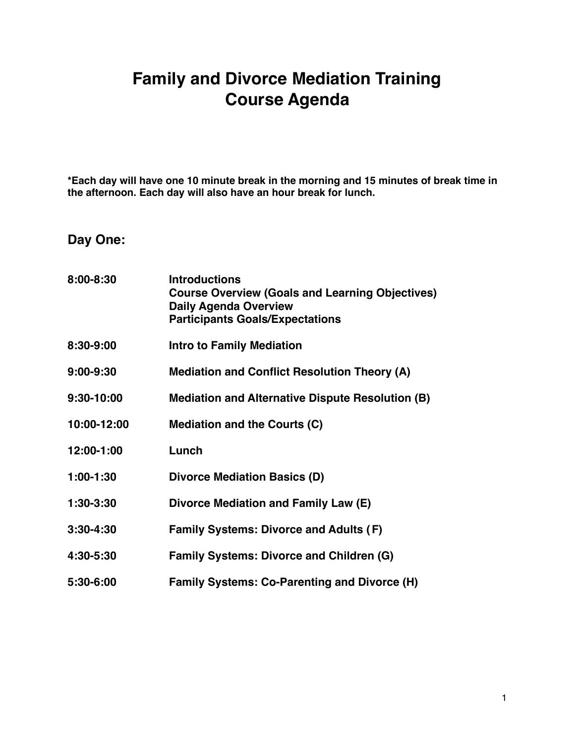# Family and Divorce Mediation Training
# Course Agenda

**\*Each day will have one 10 minute break in the morning and 15 minutes of break time in the afternoon. Each day will also have an hour break for lunch.**

## Day One:

| | |
|---|---|
| **8:00-8:30** | **Introductions**<br>**Course Overview (Goals and Learning Objectives)**<br>**Daily Agenda Overview**<br>**Participants Goals/Expectations** |
| **8:30-9:00** | **Intro to Family Mediation** |
| **9:00-9:30** | **Mediation and Conflict Resolution Theory (A)** |
| **9:30-10:00** | **Mediation and Alternative Dispute Resolution (B)** |
| **10:00-12:00** | **Mediation and the Courts (C)** |
| **12:00-1:00** | **Lunch** |
| **1:00-1:30** | **Divorce Mediation Basics (D)** |
| **1:30-3:30** | **Divorce Mediation and Family Law (E)** |
| **3:30-4:30** | **Family Systems: Divorce and Adults ( F)** |
| **4:30-5:30** | **Family Systems: Divorce and Children (G)** |
| **5:30-6:00** | **Family Systems: Co-Parenting and Divorce (H)** |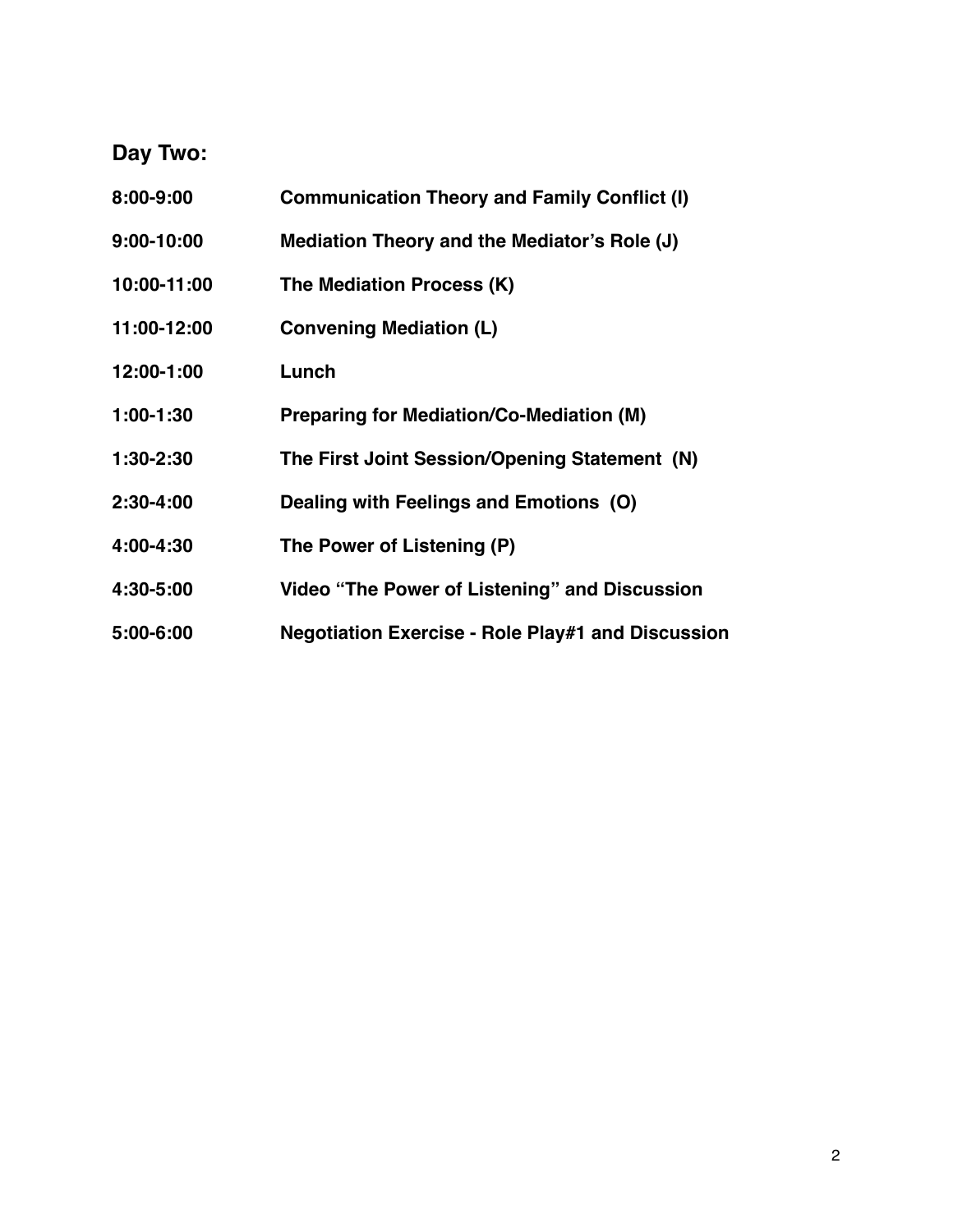## Day Two:

| | |
|---|---|
| **8:00-9:00** | **Communication Theory and Family Conflict (I)** |
| **9:00-10:00** | **Mediation Theory and the Mediator's Role (J)** |
| **10:00-11:00** | **The Mediation Process (K)** |
| **11:00-12:00** | **Convening Mediation (L)** |
| **12:00-1:00** | **Lunch** |
| **1:00-1:30** | **Preparing for Mediation/Co-Mediation (M)** |
| **1:30-2:30** | **The First Joint Session/Opening Statement (N)** |
| **2:30-4:00** | **Dealing with Feelings and Emotions (O)** |
| **4:00-4:30** | **The Power of Listening (P)** |
| **4:30-5:00** | **Video "The Power of Listening" and Discussion** |
| **5:00-6:00** | **Negotiation Exercise - Role Play#1 and Discussion** |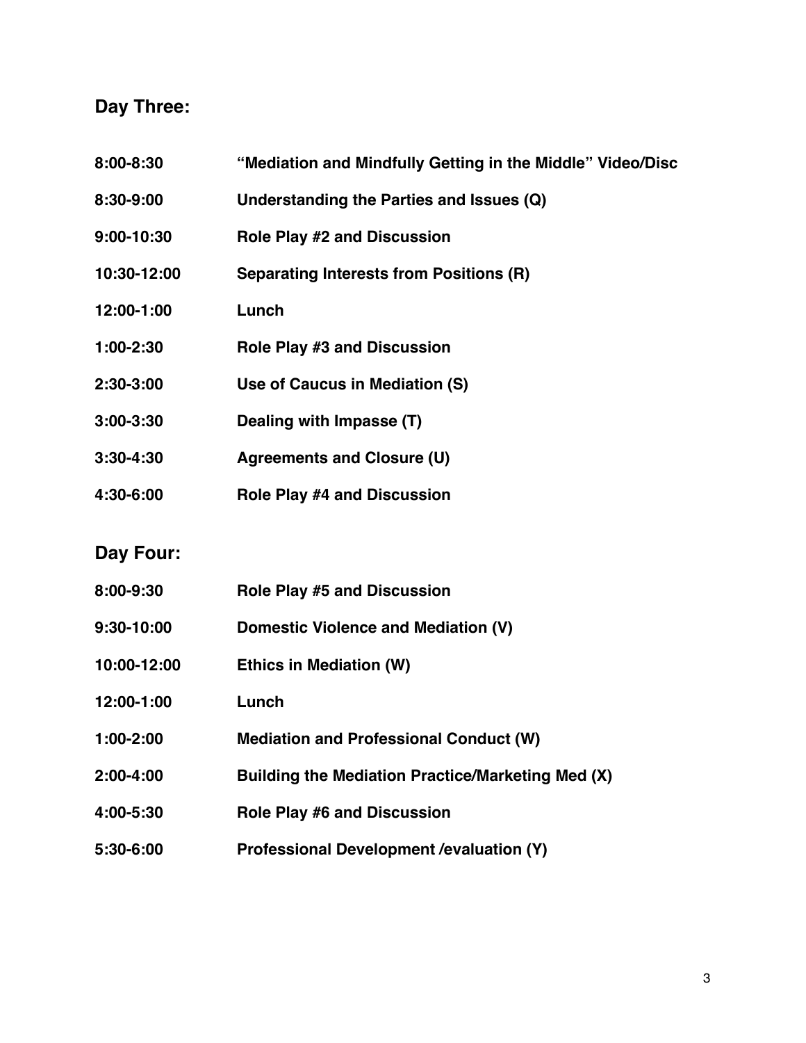## Day Three:

| | |
|---|---|
| **8:00-8:30** | **"Mediation and Mindfully Getting in the Middle" Video/Disc** |
| **8:30-9:00** | **Understanding the Parties and Issues (Q)** |
| **9:00-10:30** | **Role Play #2 and Discussion** |
| **10:30-12:00** | **Separating Interests from Positions (R)** |
| **12:00-1:00** | **Lunch** |
| **1:00-2:30** | **Role Play #3 and Discussion** |
| **2:30-3:00** | **Use of Caucus in Mediation (S)** |
| **3:00-3:30** | **Dealing with Impasse (T)** |
| **3:30-4:30** | **Agreements and Closure (U)** |
| **4:30-6:00** | **Role Play #4 and Discussion** |

## Day Four:

| | |
|---|---|
| **8:00-9:30** | **Role Play #5 and Discussion** |
| **9:30-10:00** | **Domestic Violence and Mediation (V)** |
| **10:00-12:00** | **Ethics in Mediation (W)** |
| **12:00-1:00** | **Lunch** |
| **1:00-2:00** | **Mediation and Professional Conduct (W)** |
| **2:00-4:00** | **Building the Mediation Practice/Marketing Med (X)** |
| **4:00-5:30** | **Role Play #6 and Discussion** |
| **5:30-6:00** | **Professional Development /evaluation (Y)** |